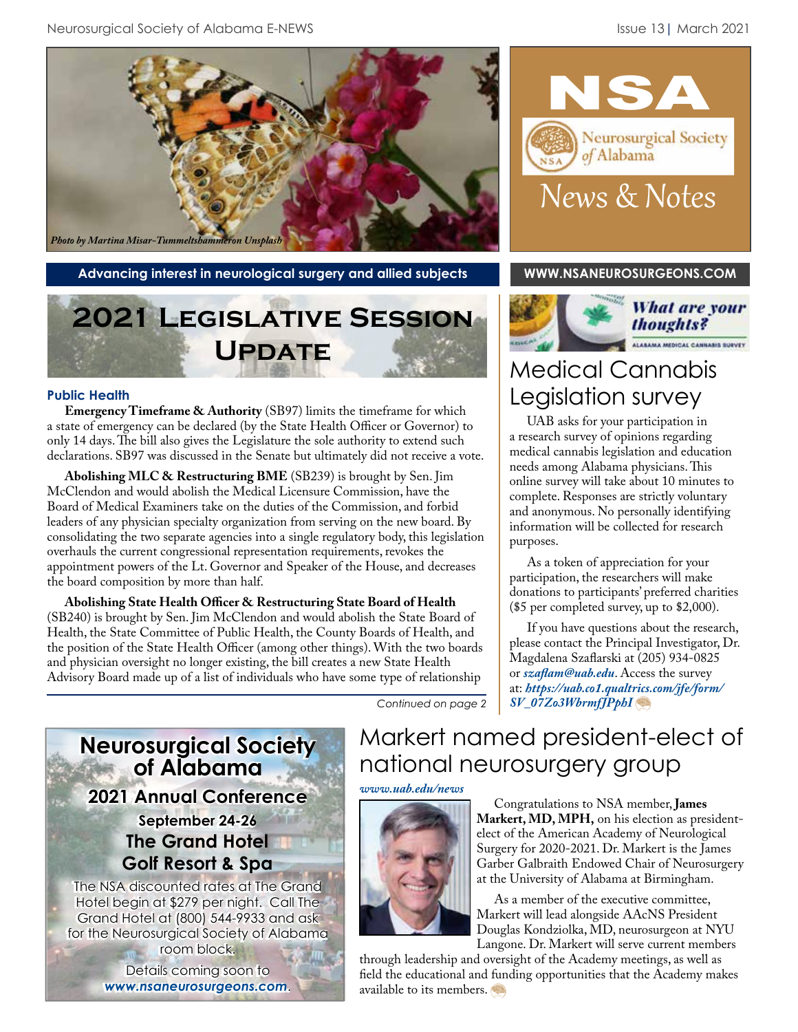*Photo by Martina Misar-Tummeltshammeron Unsplash*

**NSA**

Neurosurgical Society of Alabama

News & Notes

**Advancing interest in neurological surgery and allied subjects**

**WWW.NSANEUROSURGEONS.COM**

# 2021 Legislative Session Update

### Public Health

**Emergency Timeframe & Authority** (SB97) limits the timeframe for which a state of emergency can be declared (by the State Health Officer or Governor) to only 14 days. The bill also gives the Legislature the sole authority to extend such declarations. SB97 was discussed in the Senate but ultimately did not receive a vote.

**Abolishing MLC & Restructuring BME** (SB239) is brought by Sen. Jim McClendon and would abolish the Medical Licensure Commission, have the Board of Medical Examiners take on the duties of the Commission, and forbid leaders of any physician specialty organization from serving on the new board. By consolidating the two separate agencies into a single regulatory body, this legislation overhauls the current congressional representation requirements, revokes the appointment powers of the Lt. Governor and Speaker of the House, and decreases the board composition by more than half.

**Abolishing State Health Officer & Restructuring State Board of Health** (SB240) is brought by Sen. Jim McClendon and would abolish the State Board of Health, the State Committee of Public Health, the County Boards of Health, and the position of the State Health Officer (among other things). With the two boards and physician oversight no longer existing, the bill creates a new State Health Advisory Board made up of a list of individuals who have some type of relationship

*Continued on page 2*

*What are your thoughts?*

ALABAMA MEDICAL CANNABIS SURVEY

# Medical Cannabis Legislation survey

UAB asks for your participation in a research survey of opinions regarding medical cannabis legislation and education needs among Alabama physicians. This online survey will take about 10 minutes to complete. Responses are strictly voluntary and anonymous. No personally identifying information will be collected for research purposes.

As a token of appreciation for your participation, the researchers will make donations to participants' preferred charities ($5 per completed survey, up to $2,000).

If you have questions about the research, please contact the Principal Investigator, Dr. Magdalena Szaflarski at (205) 934-0825 or ***szaflam@uab.edu***. Access the survey at: ***https://uab.co1.qualtrics.com/jfe/form/SV_07Zo3WbrmfJPphI***

## Neurosurgical Society of Alabama

### 2021 Annual Conference

**September 24-26**

**The Grand Hotel Golf Resort & Spa**

The NSA discounted rates at The Grand Hotel begin at $279 per night. Call The Grand Hotel at (800) 544-9933 and ask for the Neurosurgical Society of Alabama room block.

Details coming soon to ***www.nsaneurosurgeons.com***.

# Markert named president-elect of national neurosurgery group

***www.uab.edu/news***

Congratulations to NSA member, **James Markert, MD, MPH,** on his election as president-elect of the American Academy of Neurological Surgery for 2020-2021. Dr. Markert is the James Garber Galbraith Endowed Chair of Neurosurgery at the University of Alabama at Birmingham.

As a member of the executive committee, Markert will lead alongside AAcNS President Douglas Kondziolka, MD, neurosurgeon at NYU Langone. Dr. Markert will serve current members through leadership and oversight of the Academy meetings, as well as field the educational and funding opportunities that the Academy makes available to its members.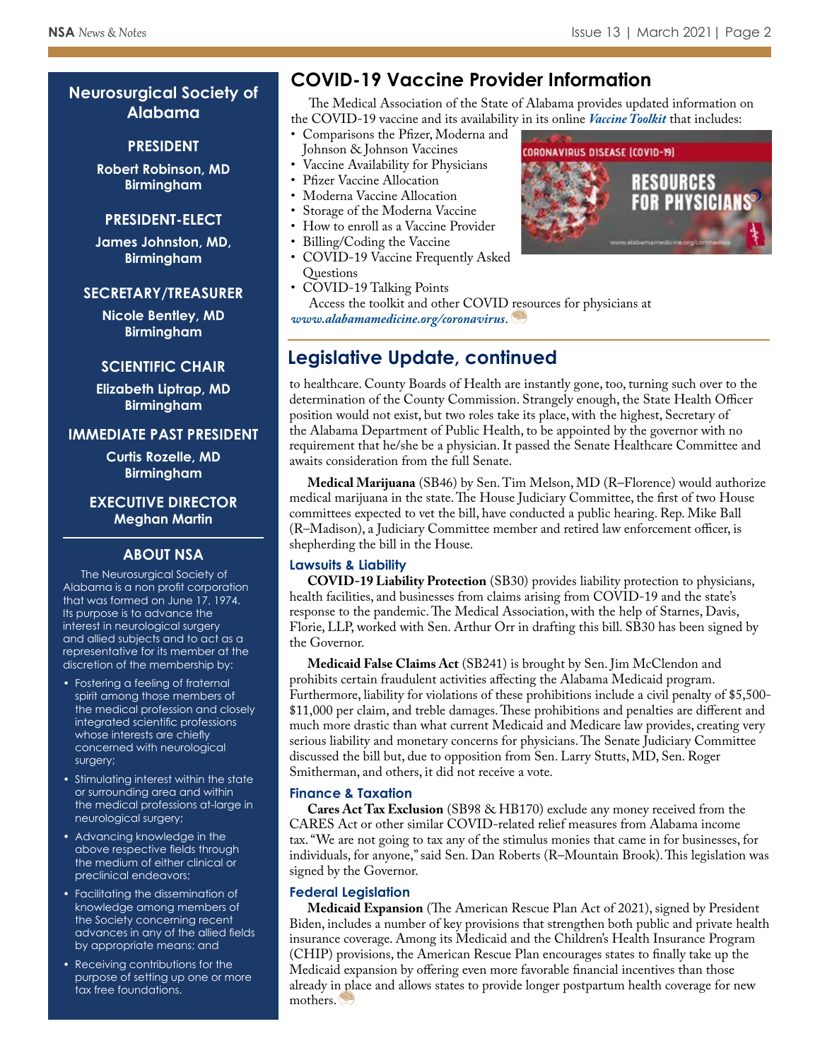## Neurosurgical Society of Alabama

**PRESIDENT**
**Robert Robinson, MD**
**Birmingham**

**PRESIDENT-ELECT**
**James Johnston, MD,**
**Birmingham**

**SECRETARY/TREASURER**
**Nicole Bentley, MD**
**Birmingham**

**SCIENTIFIC CHAIR**
**Elizabeth Liptrap, MD**
**Birmingham**

**IMMEDIATE PAST PRESIDENT**
**Curtis Rozelle, MD**
**Birmingham**

**EXECUTIVE DIRECTOR**
**Meghan Martin**

### ABOUT NSA

The Neurosurgical Society of Alabama is a non profit corporation that was formed on June 17, 1974. Its purpose is to advance the interest in neurological surgery and allied subjects and to act as a representative for its member at the discretion of the membership by:

- Fostering a feeling of fraternal spirit among those members of the medical profession and closely integrated scientific professions whose interests are chiefly concerned with neurological surgery;
- Stimulating interest within the state or surrounding area and within the medical professions at-large in neurological surgery;
- Advancing knowledge in the above respective fields through the medium of either clinical or preclinical endeavors;
- Facilitating the dissemination of knowledge among members of the Society concerning recent advances in any of the allied fields by appropriate means; and
- Receiving contributions for the purpose of setting up one or more tax free foundations.

## COVID-19 Vaccine Provider Information

The Medical Association of the State of Alabama provides updated information on the COVID-19 vaccine and its availability in its online ***Vaccine Toolkit*** that includes:

- Comparisons the Pfizer, Moderna and Johnson & Johnson Vaccines
- Vaccine Availability for Physicians
- Pfizer Vaccine Allocation
- Moderna Vaccine Allocation
- Storage of the Moderna Vaccine
- How to enroll as a Vaccine Provider
- Billing/Coding the Vaccine
- COVID-19 Vaccine Frequently Asked Questions
- COVID-19 Talking Points

Access the toolkit and other COVID resources for physicians at ***www.alabamamedicine.org/coronavirus***.

## Legislative Update, continued

to healthcare. County Boards of Health are instantly gone, too, turning such over to the determination of the County Commission. Strangely enough, the State Health Officer position would not exist, but two roles take its place, with the highest, Secretary of the Alabama Department of Public Health, to be appointed by the governor with no requirement that he/she be a physician. It passed the Senate Healthcare Committee and awaits consideration from the full Senate.

**Medical Marijuana** (SB46) by Sen. Tim Melson, MD (R–Florence) would authorize medical marijuana in the state. The House Judiciary Committee, the first of two House committees expected to vet the bill, have conducted a public hearing. Rep. Mike Ball (R–Madison), a Judiciary Committee member and retired law enforcement officer, is shepherding the bill in the House.

### Lawsuits & Liability

**COVID-19 Liability Protection** (SB30) provides liability protection to physicians, health facilities, and businesses from claims arising from COVID-19 and the state's response to the pandemic. The Medical Association, with the help of Starnes, Davis, Florie, LLP, worked with Sen. Arthur Orr in drafting this bill. SB30 has been signed by the Governor.

**Medicaid False Claims Act** (SB241) is brought by Sen. Jim McClendon and prohibits certain fraudulent activities affecting the Alabama Medicaid program. Furthermore, liability for violations of these prohibitions include a civil penalty of $5,500-$11,000 per claim, and treble damages. These prohibitions and penalties are different and much more drastic than what current Medicaid and Medicare law provides, creating very serious liability and monetary concerns for physicians. The Senate Judiciary Committee discussed the bill but, due to opposition from Sen. Larry Stutts, MD, Sen. Roger Smitherman, and others, it did not receive a vote.

### Finance & Taxation

**Cares Act Tax Exclusion** (SB98 & HB170) exclude any money received from the CARES Act or other similar COVID-related relief measures from Alabama income tax. "We are not going to tax any of the stimulus monies that came in for businesses, for individuals, for anyone," said Sen. Dan Roberts (R–Mountain Brook). This legislation was signed by the Governor.

### Federal Legislation

**Medicaid Expansion** (The American Rescue Plan Act of 2021), signed by President Biden, includes a number of key provisions that strengthen both public and private health insurance coverage. Among its Medicaid and the Children's Health Insurance Program (CHIP) provisions, the American Rescue Plan encourages states to finally take up the Medicaid expansion by offering even more favorable financial incentives than those already in place and allows states to provide longer postpartum health coverage for new mothers.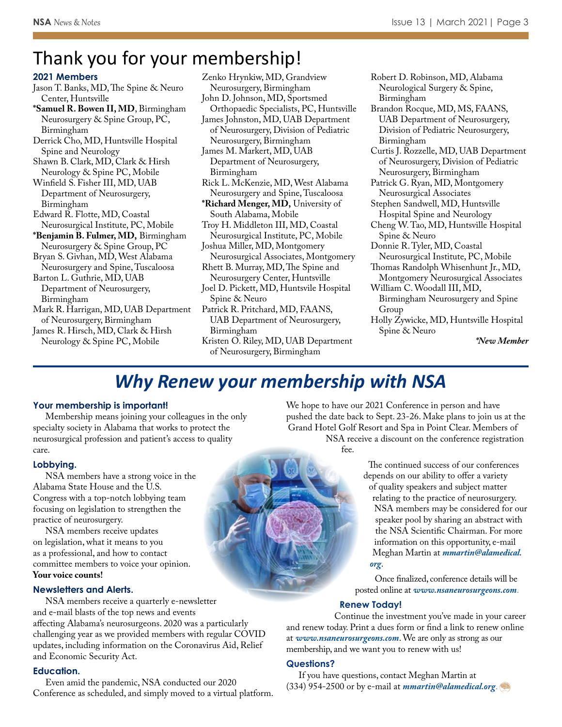# Thank you for your membership!

## 2021 Members

Jason T. Banks, MD, The Spine & Neuro Center, Huntsville

***Samuel R. Bowen II, MD**, Birmingham Neurosurgery & Spine Group, PC, Birmingham

Derrick Cho, MD, Huntsville Hospital Spine and Neurology

Shawn B. Clark, MD, Clark & Hirsh Neurology & Spine PC, Mobile

Winfield S. Fisher III, MD, UAB Department of Neurosurgery, Birmingham

Edward R. Flotte, MD, Coastal Neurosurgical Institute, PC, Mobile

***Benjamin B. Fulmer, MD,** Birmingham Neurosurgery & Spine Group, PC

Bryan S. Givhan, MD, West Alabama Neurosurgery and Spine, Tuscaloosa

Barton L. Guthrie, MD, UAB Department of Neurosurgery, Birmingham

Mark R. Harrigan, MD, UAB Department of Neurosurgery, Birmingham

James R. Hirsch, MD, Clark & Hirsh Neurology & Spine PC, Mobile

Zenko Hrynkiw, MD, Grandview Neurosurgery, Birmingham

John D. Johnson, MD, Sportsmed Orthopaedic Specialists, PC, Huntsville

James Johnston, MD, UAB Department of Neurosurgery, Division of Pediatric Neurosurgery, Birmingham

James M. Markert, MD, UAB Department of Neurosurgery, Birmingham

Rick L. McKenzie, MD, West Alabama Neurosurgery and Spine, Tuscaloosa

***Richard Menger, MD,** University of South Alabama, Mobile

Troy H. Middleton III, MD, Coastal Neurosurgical Institute, PC, Mobile

Joshua Miller, MD, Montgomery Neurosurgical Associates, Montgomery

Rhett B. Murray, MD, The Spine and Neurosurgery Center, Huntsville

Joel D. Pickett, MD, Huntsville Hospital Spine & Neuro

Patrick R. Pritchard, MD, FAANS, UAB Department of Neurosurgery, Birmingham

Kristen O. Riley, MD, UAB Department of Neurosurgery, Birmingham

Robert D. Robinson, MD, Alabama Neurological Surgery & Spine, Birmingham

Brandon Rocque, MD, MS, FAANS, UAB Department of Neurosurgery, Division of Pediatric Neurosurgery, Birmingham

Curtis J. Rozzelle, MD, UAB Department of Neurosurgery, Division of Pediatric Neurosurgery, Birmingham

Patrick G. Ryan, MD, Montgomery Neurosurgical Associates

Stephen Sandwell, MD, Huntsville Hospital Spine and Neurology

Cheng W. Tao, MD, Huntsville Hospital Spine & Neuro

Donnie R. Tyler, MD, Coastal Neurosurgical Institute, PC, Mobile

Thomas Randolph Whisenhunt Jr., MD, Montgomery Neurosurgical Associates

William C. Woodall III, MD, Birmingham Neurosurgery and Spine Group

Holly Zywicke, MD, Huntsville Hospital Spine & Neuro

**\*New Member*

# *Why Renew your membership with NSA*

### Your membership is important!

Membership means joining your colleagues in the only specialty society in Alabama that works to protect the neurosurgical profession and patient's access to quality care.

### Lobbying.

NSA members have a strong voice in the Alabama State House and the U.S. Congress with a top-notch lobbying team focusing on legislation to strengthen the practice of neurosurgery.

NSA members receive updates on legislation, what it means to you as a professional, and how to contact committee members to voice your opinion. **Your voice counts!**

### Newsletters and Alerts.

NSA members receive a quarterly e-newsletter and e-mail blasts of the top news and events affecting Alabama's neurosurgeons. 2020 was a particularly challenging year as we provided members with regular COVID updates, including information on the Coronavirus Aid, Relief and Economic Security Act.

### Education.

Even amid the pandemic, NSA conducted our 2020 Conference as scheduled, and simply moved to a virtual platform. We hope to have our 2021 Conference in person and have pushed the date back to Sept. 23-26. Make plans to join us at the Grand Hotel Golf Resort and Spa in Point Clear. Members of NSA receive a discount on the conference registration fee.

The continued success of our conferences depends on our ability to offer a variety of quality speakers and subject matter relating to the practice of neurosurgery. NSA members may be considered for our speaker pool by sharing an abstract with the NSA Scientific Chairman. For more information on this opportunity, e-mail Meghan Martin at ***mmartin@alamedical.org***.

Once finalized, conference details will be posted online at ***www.nsaneurosurgeons.com***.

### Renew Today!

Continue the investment you've made in your career and renew today. Print a dues form or find a link to renew online at ***www.nsaneurosurgeons.com***. We are only as strong as our membership, and we want you to renew with us!

### Questions?

If you have questions, contact Meghan Martin at (334) 954-2500 or by e-mail at ***mmartin@alamedical.org***.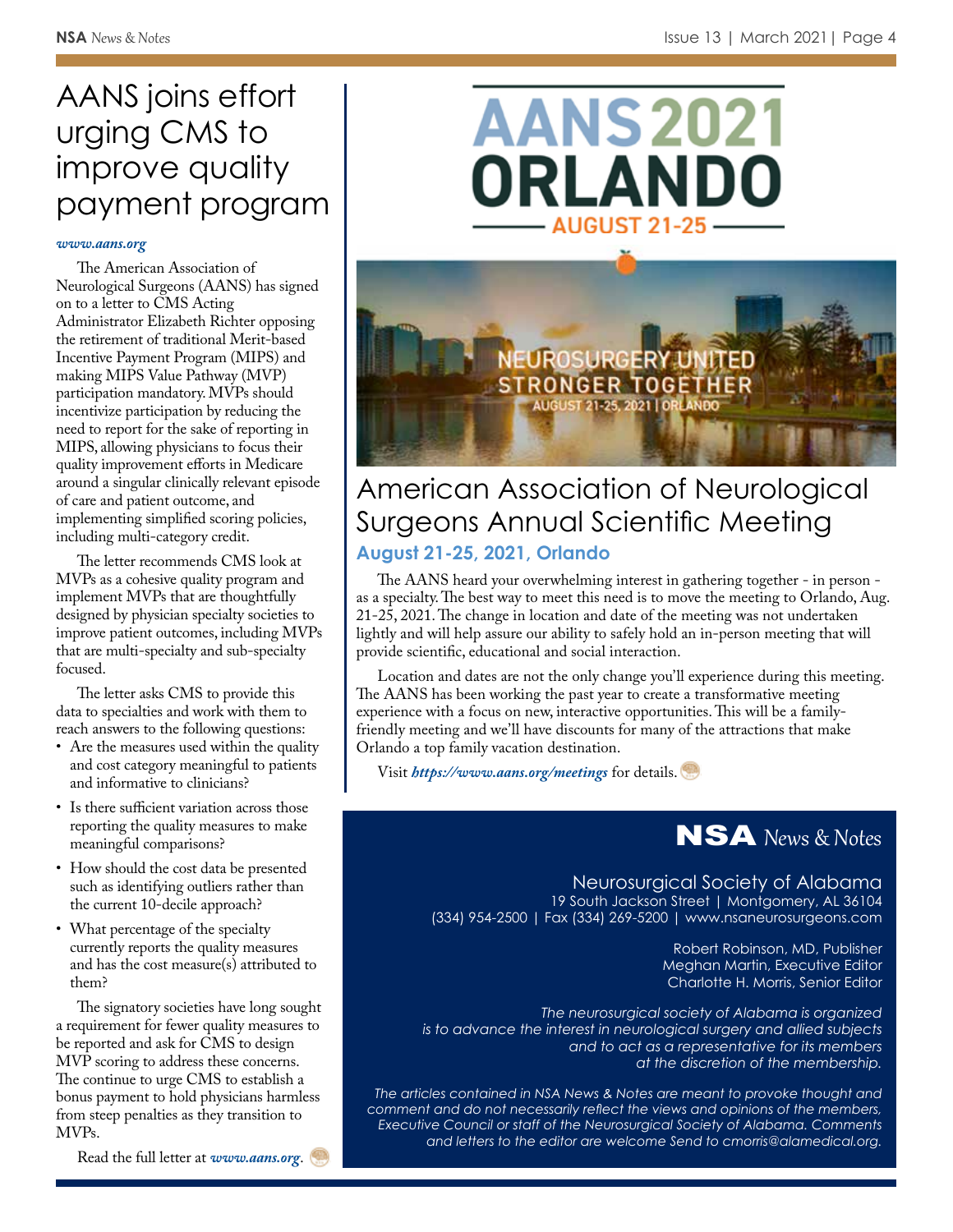# AANS joins effort urging CMS to improve quality payment program

*www.aans.org*

The American Association of Neurological Surgeons (AANS) has signed on to a letter to CMS Acting Administrator Elizabeth Richter opposing the retirement of traditional Merit-based Incentive Payment Program (MIPS) and making MIPS Value Pathway (MVP) participation mandatory. MVPs should incentivize participation by reducing the need to report for the sake of reporting in MIPS, allowing physicians to focus their quality improvement efforts in Medicare around a singular clinically relevant episode of care and patient outcome, and implementing simplified scoring policies, including multi-category credit.

The letter recommends CMS look at MVPs as a cohesive quality program and implement MVPs that are thoughtfully designed by physician specialty societies to improve patient outcomes, including MVPs that are multi-specialty and sub-specialty focused.

The letter asks CMS to provide this data to specialties and work with them to reach answers to the following questions:

- Are the measures used within the quality and cost category meaningful to patients and informative to clinicians?
- Is there sufficient variation across those reporting the quality measures to make meaningful comparisons?
- How should the cost data be presented such as identifying outliers rather than the current 10-decile approach?
- What percentage of the specialty currently reports the quality measures and has the cost measure(s) attributed to them?

The signatory societies have long sought a requirement for fewer quality measures to be reported and ask for CMS to design MVP scoring to address these concerns. The continue to urge CMS to establish a bonus payment to hold physicians harmless from steep penalties as they transition to MVPs.

Read the full letter at ***www.aans.org***.

AANS 2021 ORLANDO

AUGUST 21-25

NEUROSURGERY UNITED STRONGER TOGETHER

AUGUST 21-25, 2021 | ORLANDO

# American Association of Neurological Surgeons Annual Scientific Meeting

## August 21-25, 2021, Orlando

The AANS heard your overwhelming interest in gathering together - in person - as a specialty. The best way to meet this need is to move the meeting to Orlando, Aug. 21-25, 2021. The change in location and date of the meeting was not undertaken lightly and will help assure our ability to safely hold an in-person meeting that will provide scientific, educational and social interaction.

Location and dates are not the only change you'll experience during this meeting. The AANS has been working the past year to create a transformative meeting experience with a focus on new, interactive opportunities. This will be a family-friendly meeting and we'll have discounts for many of the attractions that make Orlando a top family vacation destination.

Visit ***https://www.aans.org/meetings*** for details.

**NSA** *News & Notes*

Neurosurgical Society of Alabama
19 South Jackson Street | Montgomery, AL 36104
(334) 954-2500 | Fax (334) 269-5200 | www.nsaneurosurgeons.com

Robert Robinson, MD, Publisher
Meghan Martin, Executive Editor
Charlotte H. Morris, Senior Editor

*The neurosurgical society of Alabama is organized is to advance the interest in neurological surgery and allied subjects and to act as a representative for its members at the discretion of the membership.*

*The articles contained in NSA News & Notes are meant to provoke thought and comment and do not necessarily reflect the views and opinions of the members, Executive Council or staff of the Neurosurgical Society of Alabama. Comments and letters to the editor are welcome Send to cmorris@alamedical.org.*